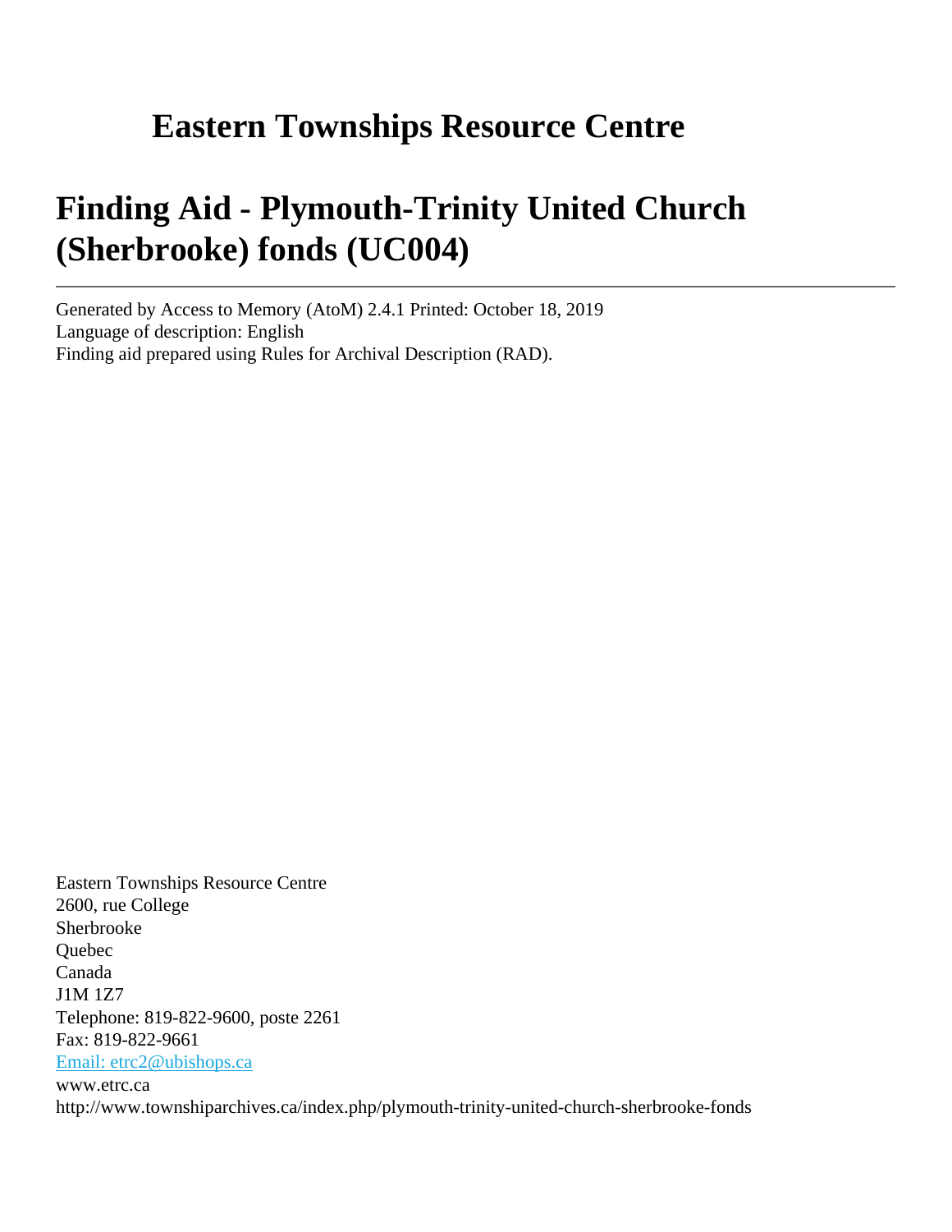# Eastern Townships Resource Centre

# Finding Aid - Plymouth-Trinity United Church (Sherbrooke) fonds (UC004)

---

Generated by Access to Memory (AtoM) 2.4.1 Printed: October 18, 2019
Language of description: English
Finding aid prepared using Rules for Archival Description (RAD).

Eastern Townships Resource Centre
2600, rue College
Sherbrooke
Quebec
Canada
J1M 1Z7
Telephone: 819-822-9600, poste 2261
Fax: 819-822-9661
[Email: etrc2@ubishops.ca](mailto:etrc2@ubishops.ca)
www.etrc.ca
http://www.townshiparchives.ca/index.php/plymouth-trinity-united-church-sherbrooke-fonds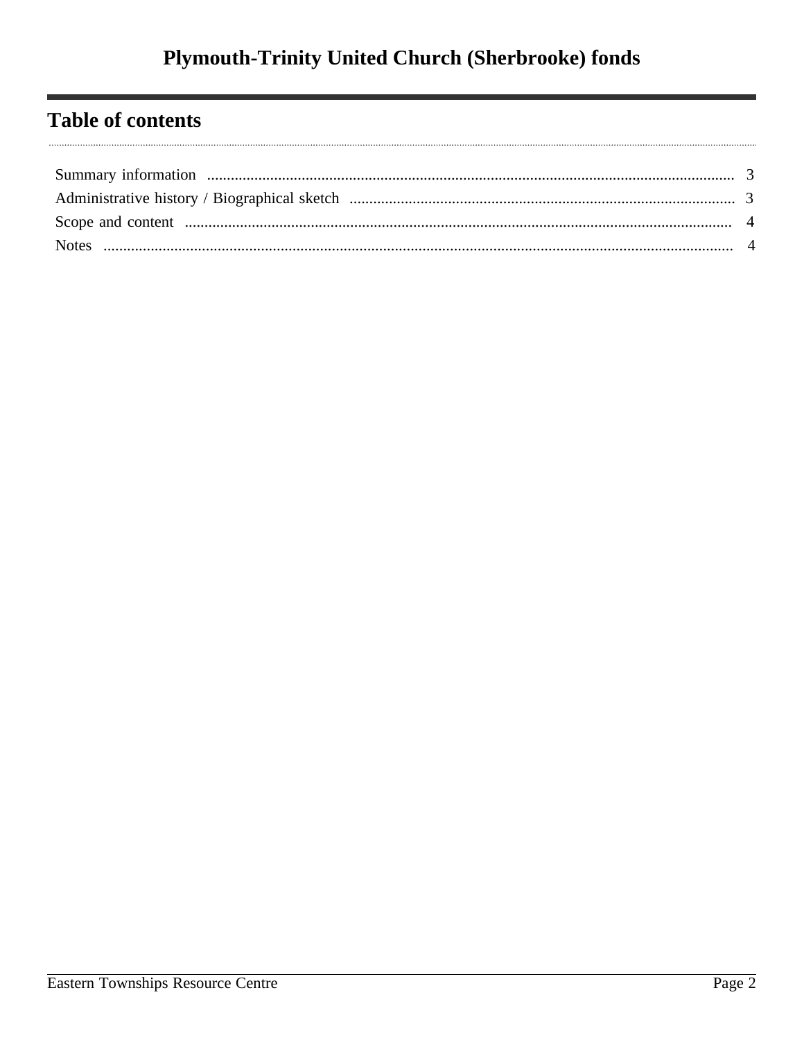## Table of contents

- Summary information ..................................................... 3
- Administrative history / Biographical sketch ..................................................... 3
- Scope and content ..................................................... 4
- Notes ..................................................... 4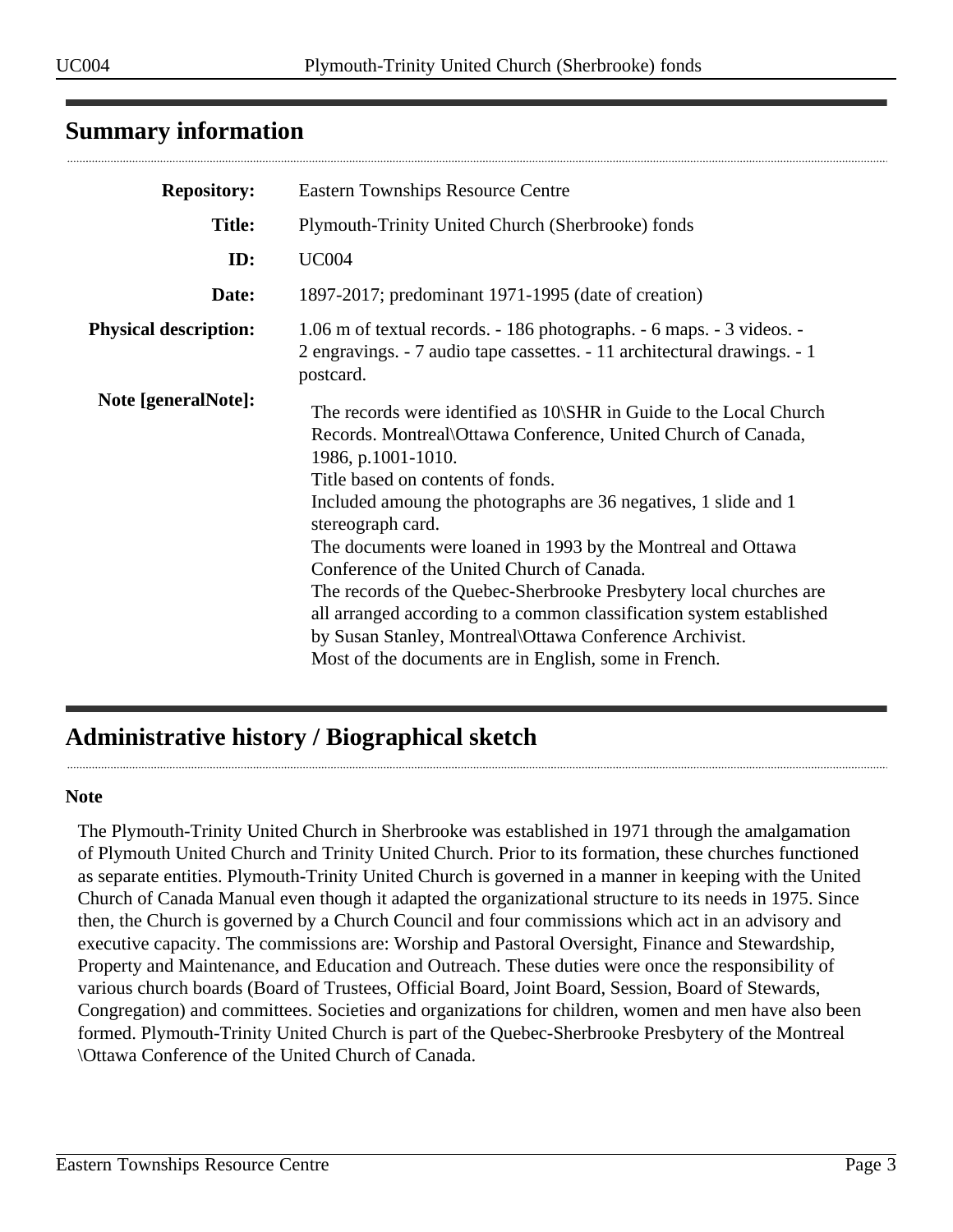## Summary information

**Repository:** Eastern Townships Resource Centre

**Title:** Plymouth-Trinity United Church (Sherbrooke) fonds

**ID:** UC004

**Date:** 1897-2017; predominant 1971-1995 (date of creation)

**Physical description:** 1.06 m of textual records. - 186 photographs. - 6 maps. - 3 videos. - 2 engravings. - 7 audio tape cassettes. - 11 architectural drawings. - 1 postcard.

**Note [generalNote]:**

The records were identified as 10\SHR in Guide to the Local Church Records. Montreal\Ottawa Conference, United Church of Canada, 1986, p.1001-1010.
Title based on contents of fonds.
Included amoung the photographs are 36 negatives, 1 slide and 1 stereograph card.
The documents were loaned in 1993 by the Montreal and Ottawa Conference of the United Church of Canada.
The records of the Quebec-Sherbrooke Presbytery local churches are all arranged according to a common classification system established by Susan Stanley, Montreal\Ottawa Conference Archivist.
Most of the documents are in English, some in French.

## Administrative history / Biographical sketch

**Note**

The Plymouth-Trinity United Church in Sherbrooke was established in 1971 through the amalgamation of Plymouth United Church and Trinity United Church. Prior to its formation, these churches functioned as separate entities. Plymouth-Trinity United Church is governed in a manner in keeping with the United Church of Canada Manual even though it adapted the organizational structure to its needs in 1975. Since then, the Church is governed by a Church Council and four commissions which act in an advisory and executive capacity. The commissions are: Worship and Pastoral Oversight, Finance and Stewardship, Property and Maintenance, and Education and Outreach. These duties were once the responsibility of various church boards (Board of Trustees, Official Board, Joint Board, Session, Board of Stewards, Congregation) and committees. Societies and organizations for children, women and men have also been formed. Plymouth-Trinity United Church is part of the Quebec-Sherbrooke Presbytery of the Montreal \Ottawa Conference of the United Church of Canada.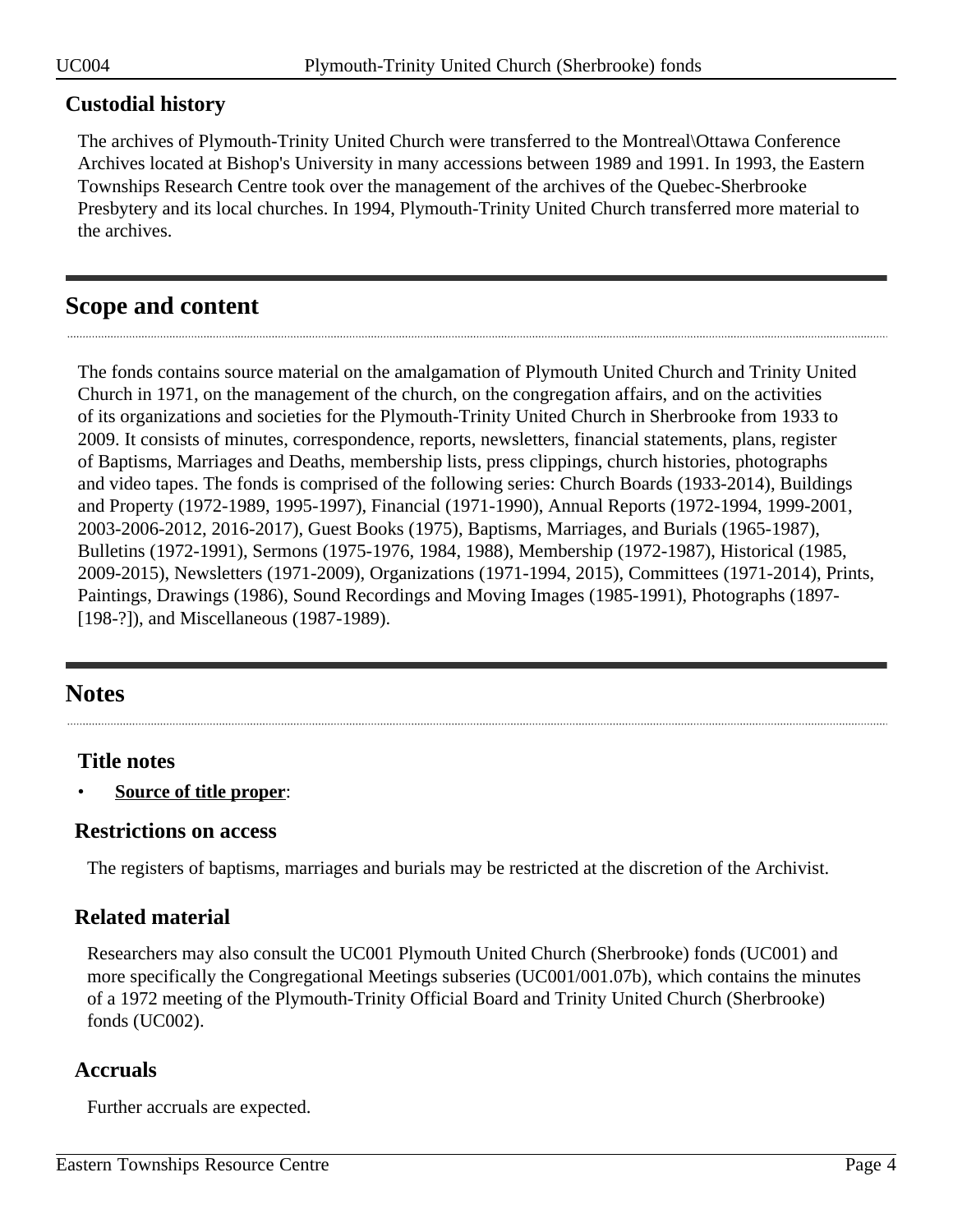### Custodial history

The archives of Plymouth-Trinity United Church were transferred to the Montreal\Ottawa Conference Archives located at Bishop's University in many accessions between 1989 and 1991. In 1993, the Eastern Townships Research Centre took over the management of the archives of the Quebec-Sherbrooke Presbytery and its local churches. In 1994, Plymouth-Trinity United Church transferred more material to the archives.

## Scope and content

The fonds contains source material on the amalgamation of Plymouth United Church and Trinity United Church in 1971, on the management of the church, on the congregation affairs, and on the activities of its organizations and societies for the Plymouth-Trinity United Church in Sherbrooke from 1933 to 2009. It consists of minutes, correspondence, reports, newsletters, financial statements, plans, register of Baptisms, Marriages and Deaths, membership lists, press clippings, church histories, photographs and video tapes. The fonds is comprised of the following series: Church Boards (1933-2014), Buildings and Property (1972-1989, 1995-1997), Financial (1971-1990), Annual Reports (1972-1994, 1999-2001, 2003-2006-2012, 2016-2017), Guest Books (1975), Baptisms, Marriages, and Burials (1965-1987), Bulletins (1972-1991), Sermons (1975-1976, 1984, 1988), Membership (1972-1987), Historical (1985, 2009-2015), Newsletters (1971-2009), Organizations (1971-1994, 2015), Committees (1971-2014), Prints, Paintings, Drawings (1986), Sound Recordings and Moving Images (1985-1991), Photographs (1897-[198-?]), and Miscellaneous (1987-1989).

## Notes

### Title notes

- **Source of title proper**:

### Restrictions on access

The registers of baptisms, marriages and burials may be restricted at the discretion of the Archivist.

### Related material

Researchers may also consult the UC001 Plymouth United Church (Sherbrooke) fonds (UC001) and more specifically the Congregational Meetings subseries (UC001/001.07b), which contains the minutes of a 1972 meeting of the Plymouth-Trinity Official Board and Trinity United Church (Sherbrooke) fonds (UC002).

### Accruals

Further accruals are expected.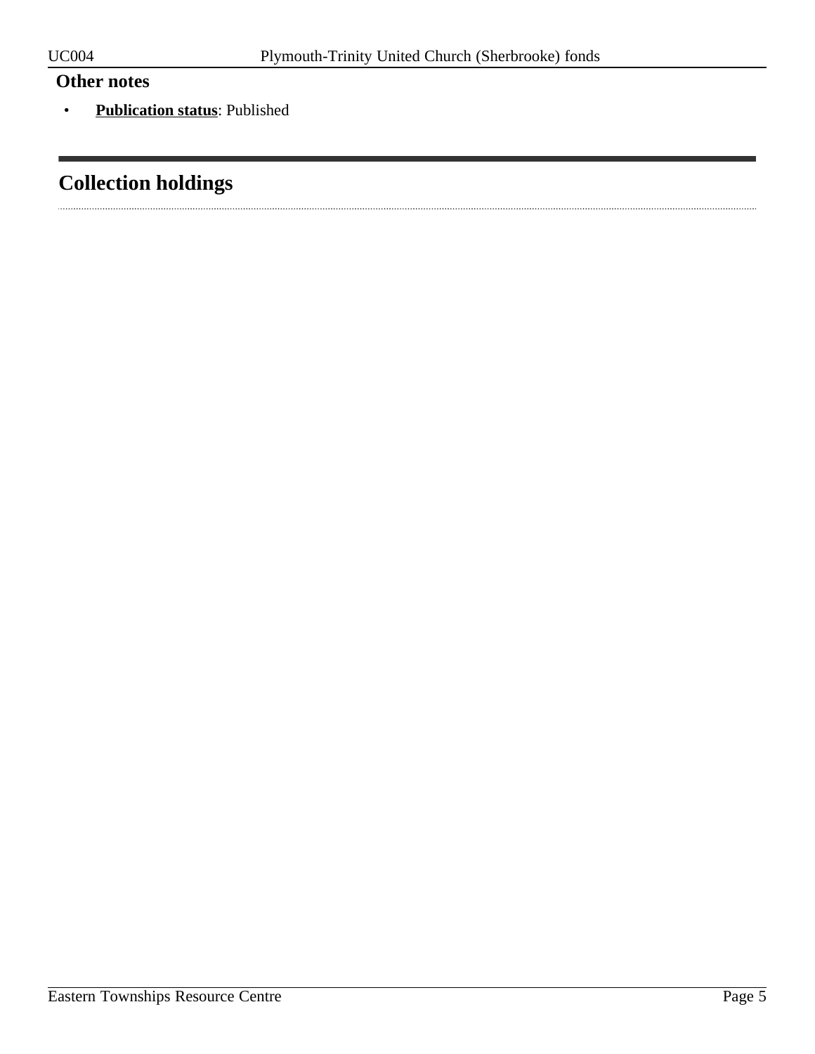### Other notes

- **Publication status**: Published

---

## Collection holdings